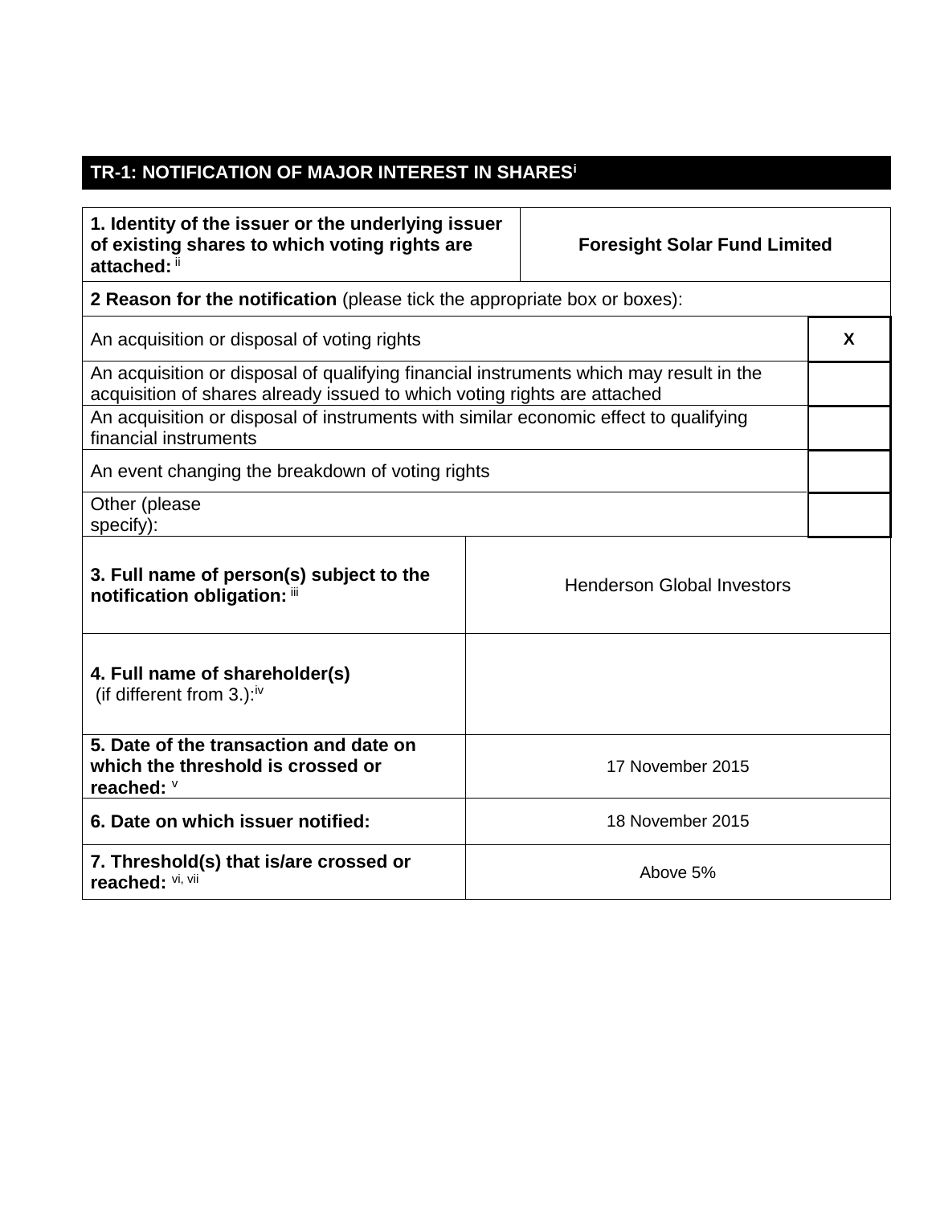## TR-1: NOTIFICATION OF MAJOR INTEREST IN SHARES[i]

| | | |
|---|---|---|
| **1. Identity of the issuer or the underlying issuer of existing shares to which voting rights are attached:** [ii] | **Foresight Solar Fund Limited** | |
| **2 Reason for the notification** (please tick the appropriate box or boxes): | | |
| An acquisition or disposal of voting rights | | X |
| An acquisition or disposal of qualifying financial instruments which may result in the acquisition of shares already issued to which voting rights are attached | | |
| An acquisition or disposal of instruments with similar economic effect to qualifying financial instruments | | |
| An event changing the breakdown of voting rights | | |
| Other (please specify): | | |
| **3. Full name of person(s) subject to the notification obligation:** [iii] | Henderson Global Investors | |
| **4. Full name of shareholder(s)** (if different from 3.):[iv] | | |
| **5. Date of the transaction and date on which the threshold is crossed or reached:** [v] | 17 November 2015 | |
| **6. Date on which issuer notified:** | 18 November 2015 | |
| **7. Threshold(s) that is/are crossed or reached:** [vi, vii] | Above 5% | |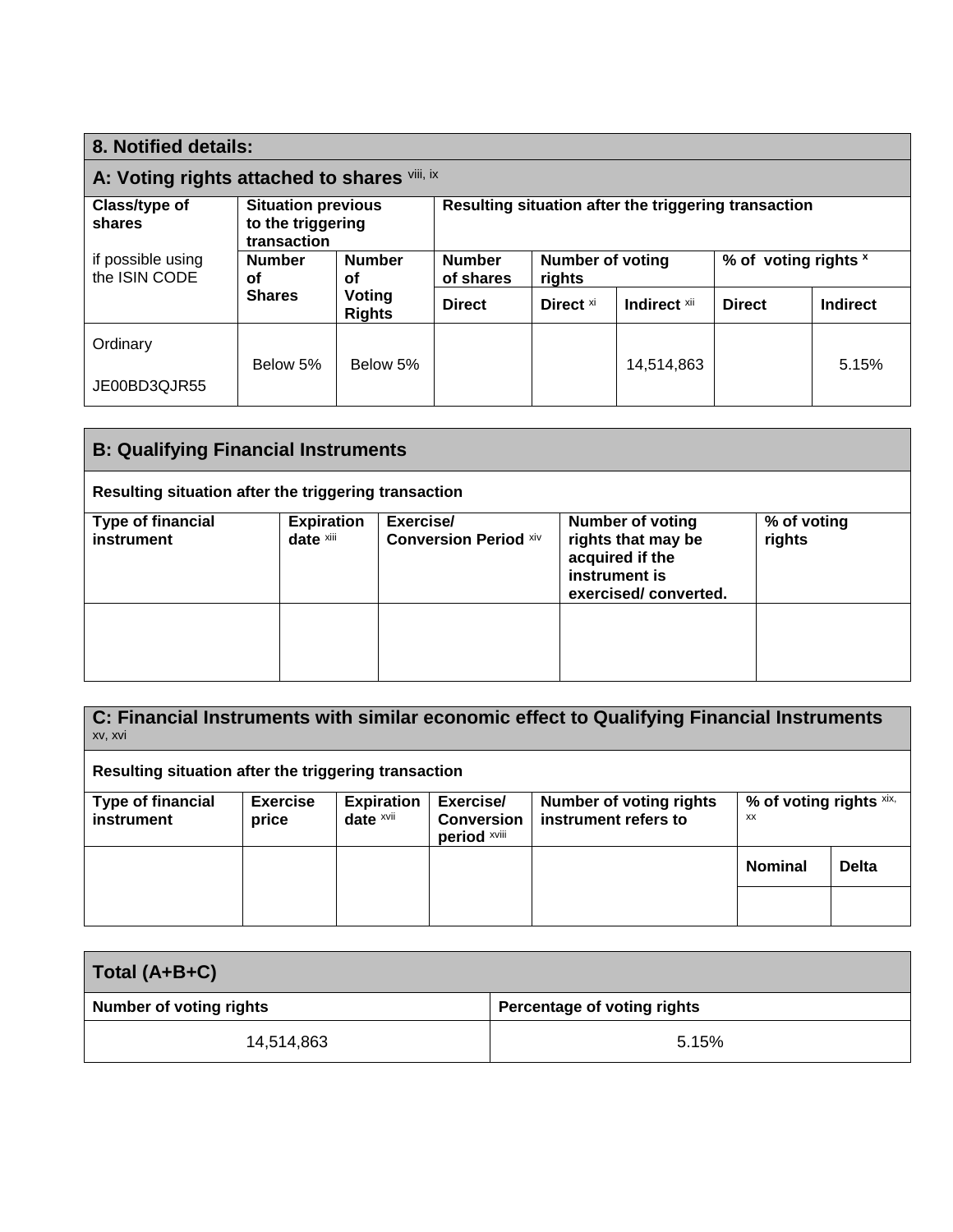## 8. Notified details:

### A: Voting rights attached to shares [viii, ix]

| Class/type of shares<br>if possible using the ISIN CODE | Situation previous to the triggering transaction | | Resulting situation after the triggering transaction | | | | |
|---|---|---|---|---|---|---|---|
| | Number of Shares | Number of Voting Rights | Number of shares | Number of voting rights | | % of voting rights [x] | |
| | | | Direct | Direct [xi] | Indirect [xii] | Direct | Indirect |
| Ordinary<br>JE00BD3QJR55 | Below 5% | Below 5% | | | 14,514,863 | | 5.15% |

### B: Qualifying Financial Instruments

**Resulting situation after the triggering transaction**

| Type of financial instrument | Expiration date [xiii] | Exercise/ Conversion Period [xiv] | Number of voting rights that may be acquired if the instrument is exercised/ converted. | % of voting rights |
|---|---|---|---|---|
| | | | | |

### C: Financial Instruments with similar economic effect to Qualifying Financial Instruments [xv, xvi]

**Resulting situation after the triggering transaction**

| Type of financial instrument | Exercise price | Expiration date [xvii] | Exercise/ Conversion period [xviii] | Number of voting rights instrument refers to | % of voting rights [xix, xx] | |
|---|---|---|---|---|---|---|
| | | | | | Nominal | Delta |
| | | | | | | |

### Total (A+B+C)

| Number of voting rights | Percentage of voting rights |
|---|---|
| 14,514,863 | 5.15% |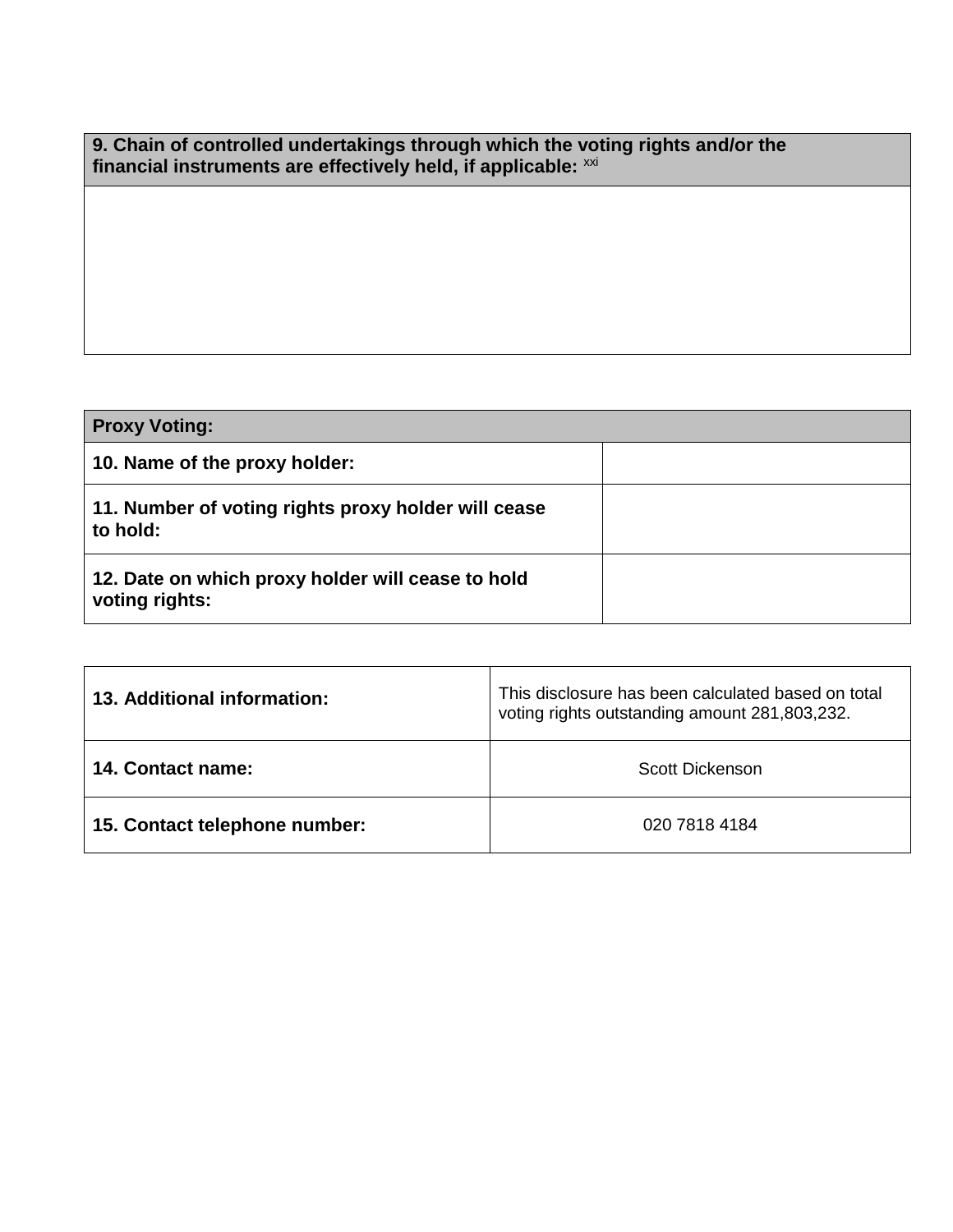| 9. Chain of controlled undertakings through which the voting rights and/or the financial instruments are effectively held, if applicable: [xxi] |
|---|
| |

| Proxy Voting: | |
|---|---|
| **10. Name of the proxy holder:** | |
| **11. Number of voting rights proxy holder will cease to hold:** | |
| **12. Date on which proxy holder will cease to hold voting rights:** | |

| | |
|---|---|
| **13. Additional information:** | This disclosure has been calculated based on total voting rights outstanding amount 281,803,232. |
| **14. Contact name:** | Scott Dickenson |
| **15. Contact telephone number:** | 020 7818 4184 |